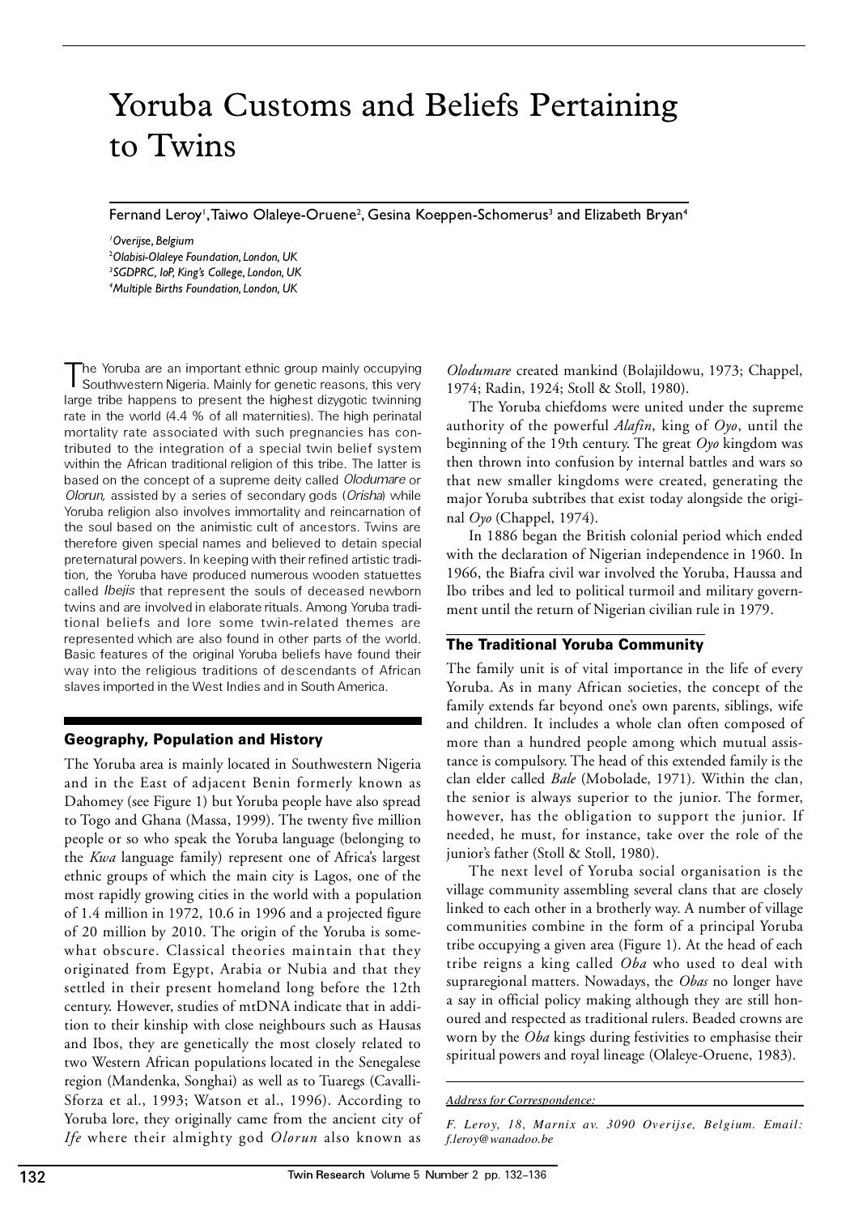# Yoruba Customs and Beliefs Pertaining to Twins

Fernand Leroy[1], Taiwo Olaleye-Oruene[2], Gesina Koeppen-Schomerus[3] and Elizabeth Bryan[4]

*[1]Overijse, Belgium*
*[2]Olabisi-Olaleye Foundation, London, UK*
*[3]SGDPRC, IoP, King's College, London, UK*
*[4]Multiple Births Foundation, London, UK*

The Yoruba are an important ethnic group mainly occupying Southwestern Nigeria. Mainly for genetic reasons, this very large tribe happens to present the highest dizygotic twinning rate in the world (4.4 % of all maternities). The high perinatal mortality rate associated with such pregnancies has contributed to the integration of a special twin belief system within the African traditional religion of this tribe. The latter is based on the concept of a supreme deity called *Olodumare* or *Olorun,* assisted by a series of secondary gods (*Orisha*) while Yoruba religion also involves immortality and reincarnation of the soul based on the animistic cult of ancestors. Twins are therefore given special names and believed to detain special preternatural powers. In keeping with their refined artistic tradition, the Yoruba have produced numerous wooden statuettes called *Ibejis* that represent the souls of deceased newborn twins and are involved in elaborate rituals. Among Yoruba traditional beliefs and lore some twin-related themes are represented which are also found in other parts of the world. Basic features of the original Yoruba beliefs have found their way into the religious traditions of descendants of African slaves imported in the West Indies and in South America.

## Geography, Population and History

The Yoruba area is mainly located in Southwestern Nigeria and in the East of adjacent Benin formerly known as Dahomey (see Figure 1) but Yoruba people have also spread to Togo and Ghana (Massa, 1999). The twenty five million people or so who speak the Yoruba language (belonging to the *Kwa* language family) represent one of Africa's largest ethnic groups of which the main city is Lagos, one of the most rapidly growing cities in the world with a population of 1.4 million in 1972, 10.6 in 1996 and a projected figure of 20 million by 2010. The origin of the Yoruba is somewhat obscure. Classical theories maintain that they originated from Egypt, Arabia or Nubia and that they settled in their present homeland long before the 12th century. However, studies of mtDNA indicate that in addition to their kinship with close neighbours such as Hausas and Ibos, they are genetically the most closely related to two Western African populations located in the Senegalese region (Mandenka, Songhai) as well as to Tuaregs (Cavalli-Sforza et al., 1993; Watson et al., 1996). According to Yoruba lore, they originally came from the ancient city of *Ife* where their almighty god *Olorun* also known as *Olodumare* created mankind (Bolajildowu, 1973; Chappel, 1974; Radin, 1924; Stoll & Stoll, 1980).

The Yoruba chiefdoms were united under the supreme authority of the powerful *Alafin*, king of *Oyo*, until the beginning of the 19th century. The great *Oyo* kingdom was then thrown into confusion by internal battles and wars so that new smaller kingdoms were created, generating the major Yoruba subtribes that exist today alongside the original *Oyo* (Chappel, 1974).

In 1886 began the British colonial period which ended with the declaration of Nigerian independence in 1960. In 1966, the Biafra civil war involved the Yoruba, Haussa and Ibo tribes and led to political turmoil and military government until the return of Nigerian civilian rule in 1979.

## The Traditional Yoruba Community

The family unit is of vital importance in the life of every Yoruba. As in many African societies, the concept of the family extends far beyond one's own parents, siblings, wife and children. It includes a whole clan often composed of more than a hundred people among which mutual assistance is compulsory. The head of this extended family is the clan elder called *Bale* (Mobolade, 1971). Within the clan, the senior is always superior to the junior. The former, however, has the obligation to support the junior. If needed, he must, for instance, take over the role of the junior's father (Stoll & Stoll, 1980).

The next level of Yoruba social organisation is the village community assembling several clans that are closely linked to each other in a brotherly way. A number of village communities combine in the form of a principal Yoruba tribe occupying a given area (Figure 1). At the head of each tribe reigns a king called *Oba* who used to deal with supraregional matters. Nowadays, the *Obas* no longer have a say in official policy making although they are still honoured and respected as traditional rulers. Beaded crowns are worn by the *Oba* kings during festivities to emphasise their spiritual powers and royal lineage (Olaleye-Oruene, 1983).

*Address for Correspondence:*

*F. Leroy, 18, Marnix av. 3090 Overijse, Belgium. Email: f.leroy@wanadoo.be*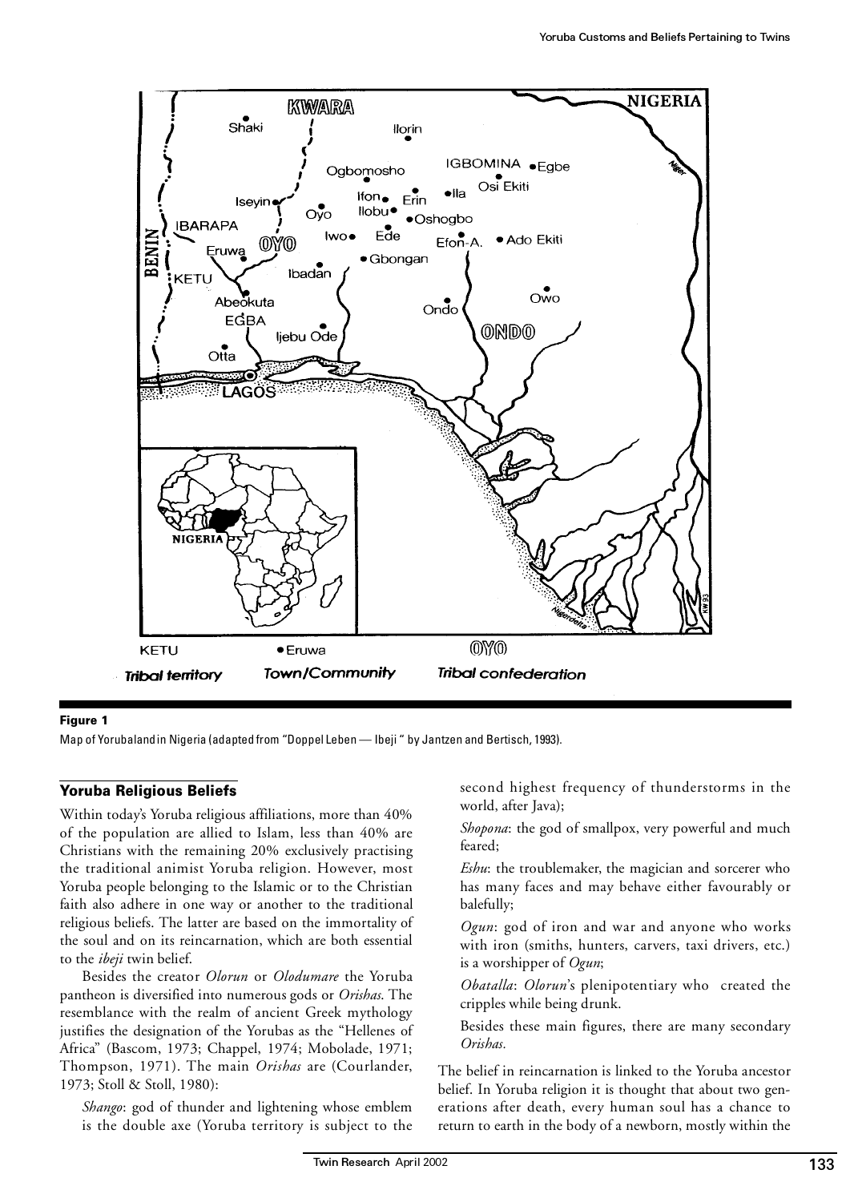**Figure 1**

Map of Yorubaland in Nigeria (adapted from "Doppel Leben — Ibeji " by Jantzen and Bertisch, 1993).

## Yoruba Religious Beliefs

Within today's Yoruba religious affiliations, more than 40% of the population are allied to Islam, less than 40% are Christians with the remaining 20% exclusively practising the traditional animist Yoruba religion. However, most Yoruba people belonging to the Islamic or to the Christian faith also adhere in one way or another to the traditional religious beliefs. The latter are based on the immortality of the soul and on its reincarnation, which are both essential to the *ibeji* twin belief.

Besides the creator *Olorun* or *Olodumare* the Yoruba pantheon is diversified into numerous gods or *Orishas*. The resemblance with the realm of ancient Greek mythology justifies the designation of the Yorubas as the "Hellenes of Africa" (Bascom, 1973; Chappel, 1974; Mobolade, 1971; Thompson, 1971). The main *Orishas* are (Courlander, 1973; Stoll & Stoll, 1980):

*Shango*: god of thunder and lightening whose emblem is the double axe (Yoruba territory is subject to the second highest frequency of thunderstorms in the world, after Java);

*Shopona*: the god of smallpox, very powerful and much feared;

*Eshu*: the troublemaker, the magician and sorcerer who has many faces and may behave either favourably or balefully;

*Ogun*: god of iron and war and anyone who works with iron (smiths, hunters, carvers, taxi drivers, etc.) is a worshipper of *Ogun*;

*Obatalla*: *Olorun*'s plenipotentiary who created the cripples while being drunk.

Besides these main figures, there are many secondary *Orishas*.

The belief in reincarnation is linked to the Yoruba ancestor belief. In Yoruba religion it is thought that about two generations after death, every human soul has a chance to return to earth in the body of a newborn, mostly within the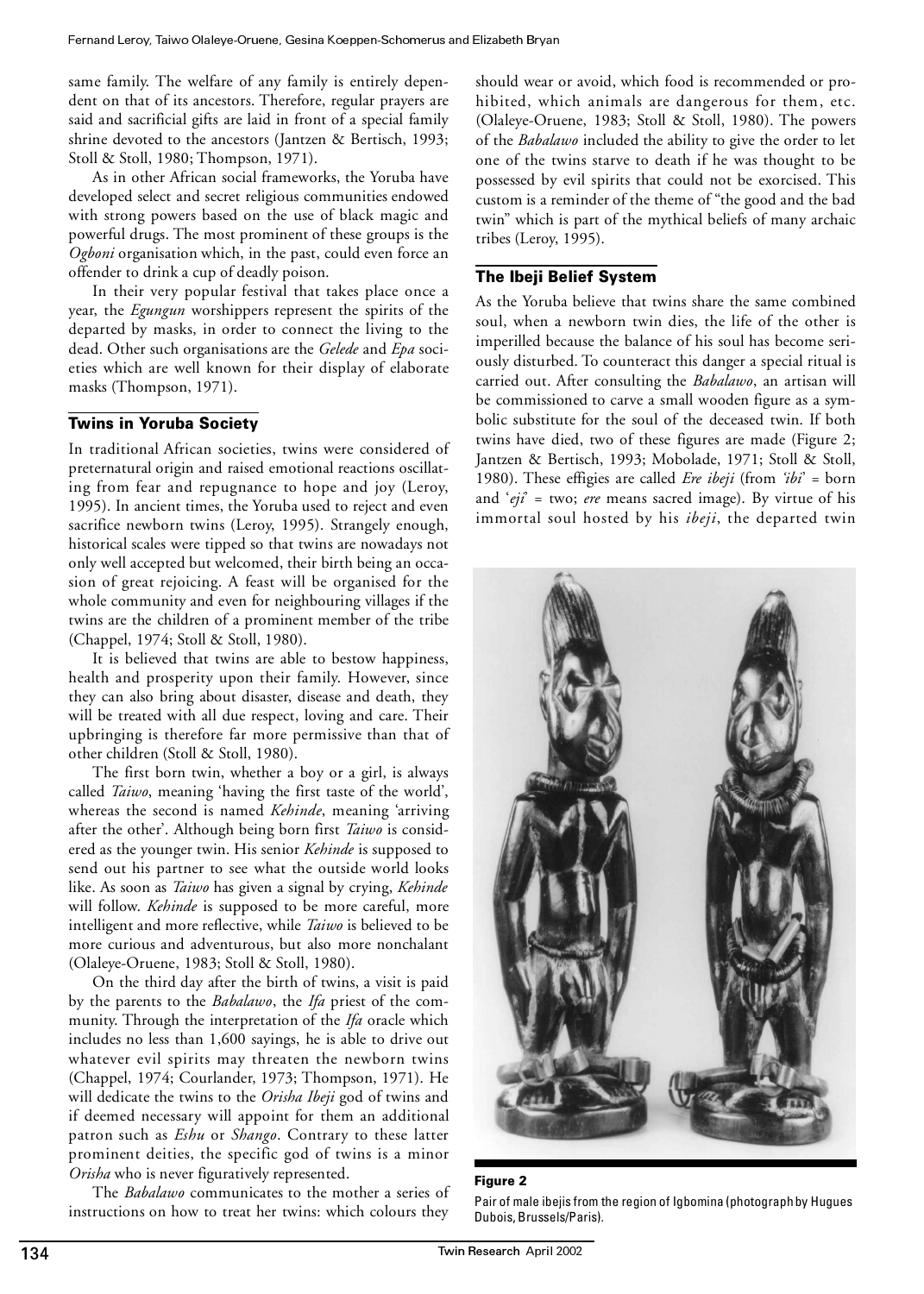same family. The welfare of any family is entirely dependent on that of its ancestors. Therefore, regular prayers are said and sacrificial gifts are laid in front of a special family shrine devoted to the ancestors (Jantzen & Bertisch, 1993; Stoll & Stoll, 1980; Thompson, 1971).

As in other African social frameworks, the Yoruba have developed select and secret religious communities endowed with strong powers based on the use of black magic and powerful drugs. The most prominent of these groups is the *Ogboni* organisation which, in the past, could even force an offender to drink a cup of deadly poison.

In their very popular festival that takes place once a year, the *Egungun* worshippers represent the spirits of the departed by masks, in order to connect the living to the dead. Other such organisations are the *Gelede* and *Epa* societies which are well known for their display of elaborate masks (Thompson, 1971).

## Twins in Yoruba Society

In traditional African societies, twins were considered of preternatural origin and raised emotional reactions oscillating from fear and repugnance to hope and joy (Leroy, 1995). In ancient times, the Yoruba used to reject and even sacrifice newborn twins (Leroy, 1995). Strangely enough, historical scales were tipped so that twins are nowadays not only well accepted but welcomed, their birth being an occasion of great rejoicing. A feast will be organised for the whole community and even for neighbouring villages if the twins are the children of a prominent member of the tribe (Chappel, 1974; Stoll & Stoll, 1980).

It is believed that twins are able to bestow happiness, health and prosperity upon their family. However, since they can also bring about disaster, disease and death, they will be treated with all due respect, loving and care. Their upbringing is therefore far more permissive than that of other children (Stoll & Stoll, 1980).

The first born twin, whether a boy or a girl, is always called *Taiwo*, meaning 'having the first taste of the world', whereas the second is named *Kehinde*, meaning 'arriving after the other'. Although being born first *Taiwo* is considered as the younger twin. His senior *Kehinde* is supposed to send out his partner to see what the outside world looks like. As soon as *Taiwo* has given a signal by crying, *Kehinde* will follow. *Kehinde* is supposed to be more careful, more intelligent and more reflective, while *Taiwo* is believed to be more curious and adventurous, but also more nonchalant (Olaleye-Oruene, 1983; Stoll & Stoll, 1980).

On the third day after the birth of twins, a visit is paid by the parents to the *Babalawo*, the *Ifa* priest of the community. Through the interpretation of the *Ifa* oracle which includes no less than 1,600 sayings, he is able to drive out whatever evil spirits may threaten the newborn twins (Chappel, 1974; Courlander, 1973; Thompson, 1971). He will dedicate the twins to the *Orisha Ibeji* god of twins and if deemed necessary will appoint for them an additional patron such as *Eshu* or *Shango*. Contrary to these latter prominent deities, the specific god of twins is a minor *Orisha* who is never figuratively represented.

The *Babalawo* communicates to the mother a series of instructions on how to treat her twins: which colours they should wear or avoid, which food is recommended or prohibited, which animals are dangerous for them, etc. (Olaleye-Oruene, 1983; Stoll & Stoll, 1980). The powers of the *Babalawo* included the ability to give the order to let one of the twins starve to death if he was thought to be possessed by evil spirits that could not be exorcised. This custom is a reminder of the theme of "the good and the bad twin" which is part of the mythical beliefs of many archaic tribes (Leroy, 1995).

## The Ibeji Belief System

As the Yoruba believe that twins share the same combined soul, when a newborn twin dies, the life of the other is imperilled because the balance of his soul has become seriously disturbed. To counteract this danger a special ritual is carried out. After consulting the *Babalawo*, an artisan will be commissioned to carve a small wooden figure as a symbolic substitute for the soul of the deceased twin. If both twins have died, two of these figures are made (Figure 2; Jantzen & Bertisch, 1993; Mobolade, 1971; Stoll & Stoll, 1980). These effigies are called *Ere ibeji* (from *'ibi'* = born and *'eji'* = two; *ere* means sacred image). By virtue of his immortal soul hosted by his *ibeji*, the departed twin

**Figure 2**

Pair of male ibejis from the region of Igbomina (photograph by Hugues Dubois, Brussels/Paris).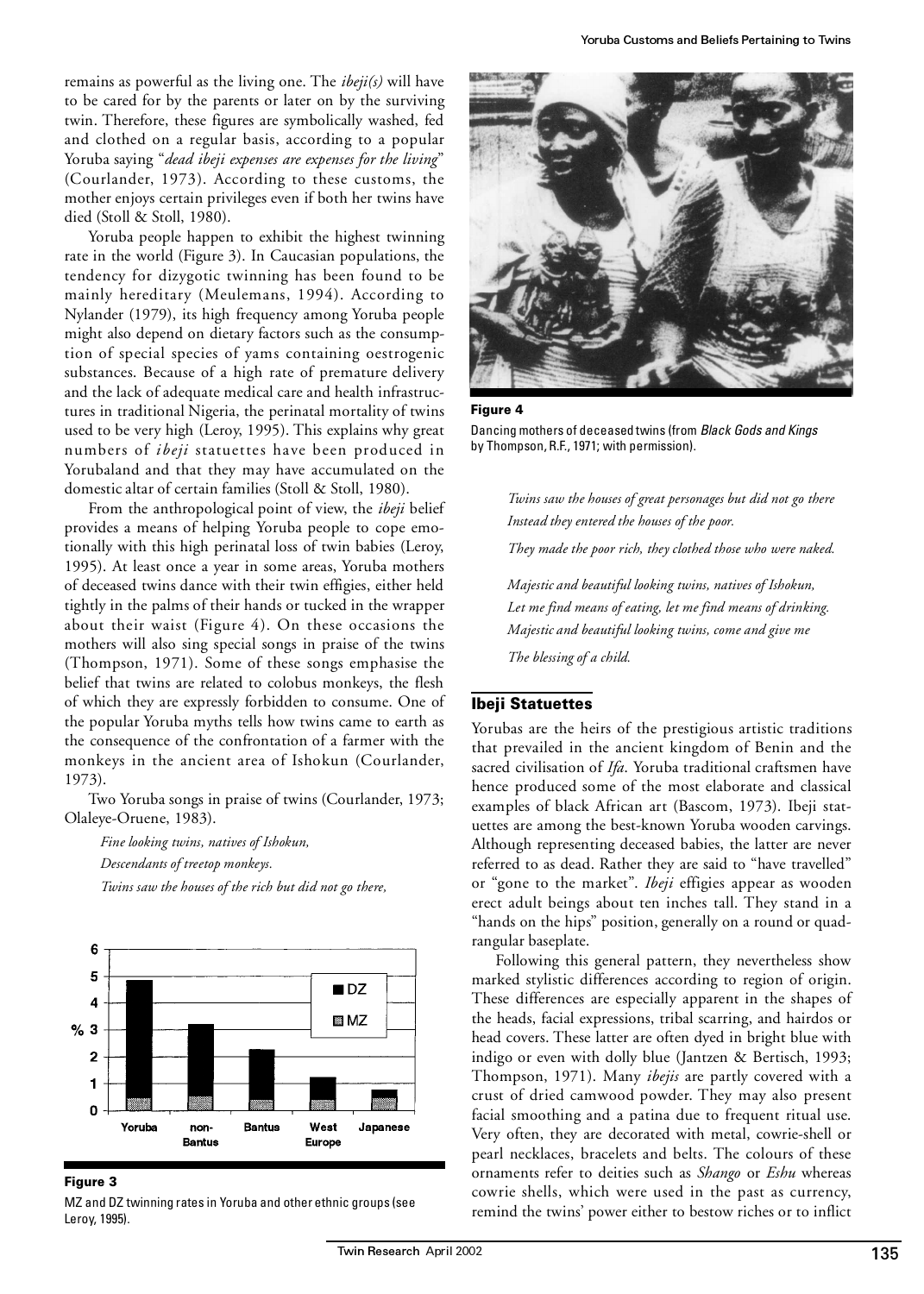remains as powerful as the living one. The *ibeji(s)* will have to be cared for by the parents or later on by the surviving twin. Therefore, these figures are symbolically washed, fed and clothed on a regular basis, according to a popular Yoruba saying "*dead ibeji expenses are expenses for the living*" (Courlander, 1973). According to these customs, the mother enjoys certain privileges even if both her twins have died (Stoll & Stoll, 1980).

Yoruba people happen to exhibit the highest twinning rate in the world (Figure 3). In Caucasian populations, the tendency for dizygotic twinning has been found to be mainly hereditary (Meulemans, 1994). According to Nylander (1979), its high frequency among Yoruba people might also depend on dietary factors such as the consumption of special species of yams containing oestrogenic substances. Because of a high rate of premature delivery and the lack of adequate medical care and health infrastructures in traditional Nigeria, the perinatal mortality of twins used to be very high (Leroy, 1995). This explains why great numbers of *ibeji* statuettes have been produced in Yorubaland and that they may have accumulated on the domestic altar of certain families (Stoll & Stoll, 1980).

From the anthropological point of view, the *ibeji* belief provides a means of helping Yoruba people to cope emotionally with this high perinatal loss of twin babies (Leroy, 1995). At least once a year in some areas, Yoruba mothers of deceased twins dance with their twin effigies, either held tightly in the palms of their hands or tucked in the wrapper about their waist (Figure 4). On these occasions the mothers will also sing special songs in praise of the twins (Thompson, 1971). Some of these songs emphasise the belief that twins are related to colobus monkeys, the flesh of which they are expressly forbidden to consume. One of the popular Yoruba myths tells how twins came to earth as the consequence of the confrontation of a farmer with the monkeys in the ancient area of Ishokun (Courlander, 1973).

Two Yoruba songs in praise of twins (Courlander, 1973; Olaleye-Oruene, 1983).

> *Fine looking twins, natives of Ishokun,*
> *Descendants of treetop monkeys.*
> *Twins saw the houses of the rich but did not go there,*
> *Twins saw the houses of great personages but did not go there*
> *Instead they entered the houses of the poor.*
> *They made the poor rich, they clothed those who were naked.*

> *Majestic and beautiful looking twins, natives of Ishokun,*
> *Let me find means of eating, let me find means of drinking.*
> *Majestic and beautiful looking twins, come and give me*
> *The blessing of a child.*

**Figure 3**
MZ and DZ twinning rates in Yoruba and other ethnic groups (see Leroy, 1995).

**Figure 4**
Dancing mothers of deceased twins (from *Black Gods and Kings* by Thompson, R.F., 1971; with permission).

## Ibeji Statuettes

Yorubas are the heirs of the prestigious artistic traditions that prevailed in the ancient kingdom of Benin and the sacred civilisation of *Ifa*. Yoruba traditional craftsmen have hence produced some of the most elaborate and classical examples of black African art (Bascom, 1973). Ibeji statuettes are among the best-known Yoruba wooden carvings. Although representing deceased babies, the latter are never referred to as dead. Rather they are said to "have travelled" or "gone to the market". *Ibeji* effigies appear as wooden erect adult beings about ten inches tall. They stand in a "hands on the hips" position, generally on a round or quadrangular baseplate.

Following this general pattern, they nevertheless show marked stylistic differences according to region of origin. These differences are especially apparent in the shapes of the heads, facial expressions, tribal scarring, and hairdos or head covers. These latter are often dyed in bright blue with indigo or even with dolly blue (Jantzen & Bertisch, 1993; Thompson, 1971). Many *ibejis* are partly covered with a crust of dried camwood powder. They may also present facial smoothing and a patina due to frequent ritual use. Very often, they are decorated with metal, cowrie-shell or pearl necklaces, bracelets and belts. The colours of these ornaments refer to deities such as *Shango* or *Eshu* whereas cowrie shells, which were used in the past as currency, remind the twins' power either to bestow riches or to inflict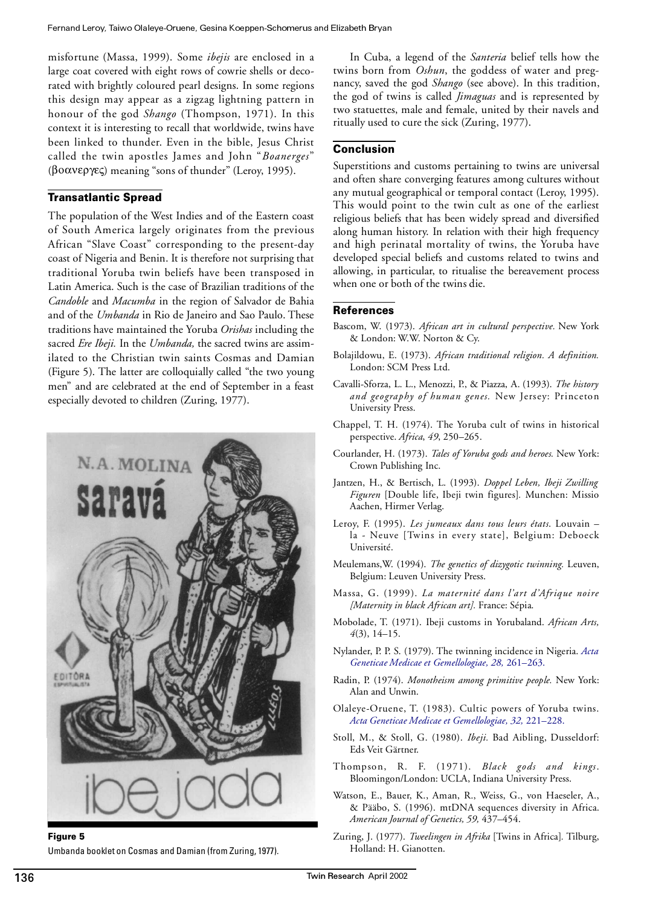misfortune (Massa, 1999). Some *ibejis* are enclosed in a large coat covered with eight rows of cowrie shells or decorated with brightly coloured pearl designs. In some regions this design may appear as a zigzag lightning pattern in honour of the god *Shango* (Thompson, 1971). In this context it is interesting to recall that worldwide, twins have been linked to thunder. Even in the bible, Jesus Christ called the twin apostles James and John "*Boanerges*" (βοανεργες) meaning "sons of thunder" (Leroy, 1995).

## Transatlantic Spread

The population of the West Indies and of the Eastern coast of South America largely originates from the previous African "Slave Coast" corresponding to the present-day coast of Nigeria and Benin. It is therefore not surprising that traditional Yoruba twin beliefs have been transposed in Latin America. Such is the case of Brazilian traditions of the *Candoble* and *Macumba* in the region of Salvador de Bahia and of the *Umbanda* in Rio de Janeiro and Sao Paulo. These traditions have maintained the Yoruba *Orishas* including the sacred *Ere Ibeji.* In the *Umbanda,* the sacred twins are assimilated to the Christian twin saints Cosmas and Damian (Figure 5). The latter are colloquially called "the two young men" and are celebrated at the end of September in a feast especially devoted to children (Zuring, 1977).

**Figure 5**
Umbanda booklet on Cosmas and Damian (from Zuring, 1977).

In Cuba, a legend of the *Santeria* belief tells how the twins born from *Oshun*, the goddess of water and pregnancy, saved the god *Shango* (see above). In this tradition, the god of twins is called *Jimaguas* and is represented by two statuettes, male and female, united by their navels and ritually used to cure the sick (Zuring, 1977).

## Conclusion

Superstitions and customs pertaining to twins are universal and often share converging features among cultures without any mutual geographical or temporal contact (Leroy, 1995). This would point to the twin cult as one of the earliest religious beliefs that has been widely spread and diversified along human history. In relation with their high frequency and high perinatal mortality of twins, the Yoruba have developed special beliefs and customs related to twins and allowing, in particular, to ritualise the bereavement process when one or both of the twins die.

## References

Bascom, W. (1973). *African art in cultural perspective.* New York & London: W.W. Norton & Cy.

Bolajildowu, E. (1973). *African traditional religion. A definition.* London: SCM Press Ltd.

Cavalli-Sforza, L. L., Menozzi, P., & Piazza, A. (1993). *The history and geography of human genes.* New Jersey: Princeton University Press.

Chappel, T. H. (1974). The Yoruba cult of twins in historical perspective. *Africa, 49*, 250–265.

Courlander, H. (1973). *Tales of Yoruba gods and heroes.* New York: Crown Publishing Inc.

Jantzen, H., & Bertisch, L. (1993). *Doppel Leben, Ibeji Zwilling Figuren* [Double life, Ibeji twin figures]. Munchen: Missio Aachen, Hirmer Verlag.

Leroy, F. (1995). *Les jumeaux dans tous leurs états.* Louvain – la - Neuve [Twins in every state], Belgium: Deboeck Université.

Meulemans,W. (1994). *The genetics of dizygotic twinning.* Leuven, Belgium: Leuven University Press.

Massa, G. (1999). *La maternité dans l'art d'Afrique noire [Maternity in black African art].* France: Sépia.

Mobolade, T. (1971). Ibeji customs in Yorubaland. *African Arts, 4*(3), 14–15.

Nylander, P. P. S. (1979). The twinning incidence in Nigeria. *Acta Geneticae Medicae et Gemellologiae, 28,* 261–263.

Radin, P. (1974). *Monotheism among primitive people.* New York: Alan and Unwin.

Olaleye-Oruene, T. (1983). Cultic powers of Yoruba twins. *Acta Geneticae Medicae et Gemellologiae, 32,* 221–228.

Stoll, M., & Stoll, G. (1980). *Ibeji.* Bad Aibling, Dusseldorf: Eds Veit Gärtner.

Thompson, R. F. (1971). *Black gods and kings.* Bloomingon/London: UCLA, Indiana University Press.

Watson, E., Bauer, K., Aman, R., Weiss, G., von Haeseler, A., & Pääbo, S. (1996). mtDNA sequences diversity in Africa. *American Journal of Genetics, 59,* 437–454.

Zuring, J. (1977). *Tweelingen in Afrika* [Twins in Africa]. Tilburg, Holland: H. Gianotten.